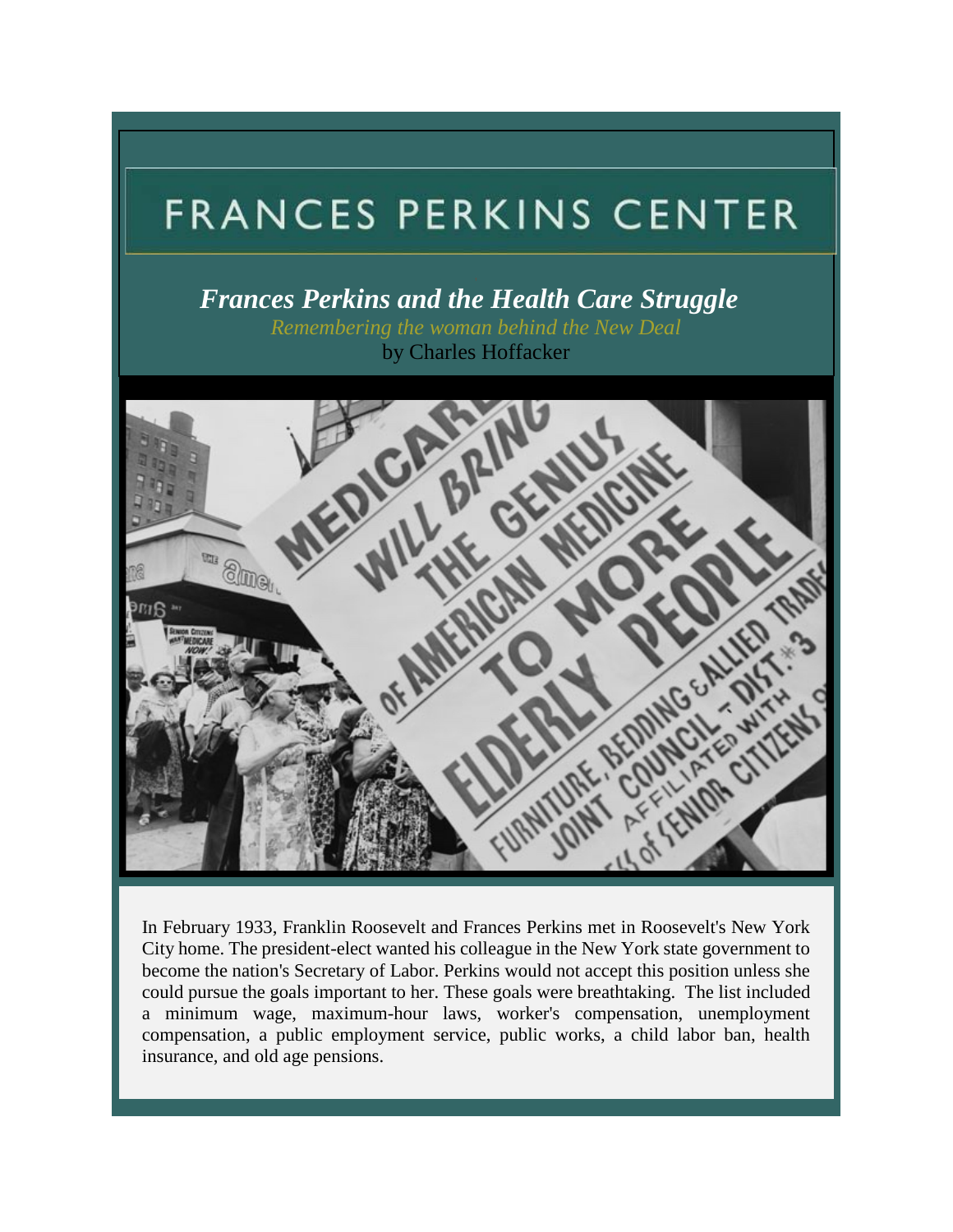FRANCES PERKINS CENTER

# *Frances Perkins and the Health Care Struggle*

*Remembering the woman behind the New Deal*

by Charles Hoffacker

In February 1933, Franklin Roosevelt and Frances Perkins met in Roosevelt's New York City home. The president-elect wanted his colleague in the New York state government to become the nation's Secretary of Labor. Perkins would not accept this position unless she could pursue the goals important to her. These goals were breathtaking. The list included a minimum wage, maximum-hour laws, worker's compensation, unemployment compensation, a public employment service, public works, a child labor ban, health insurance, and old age pensions.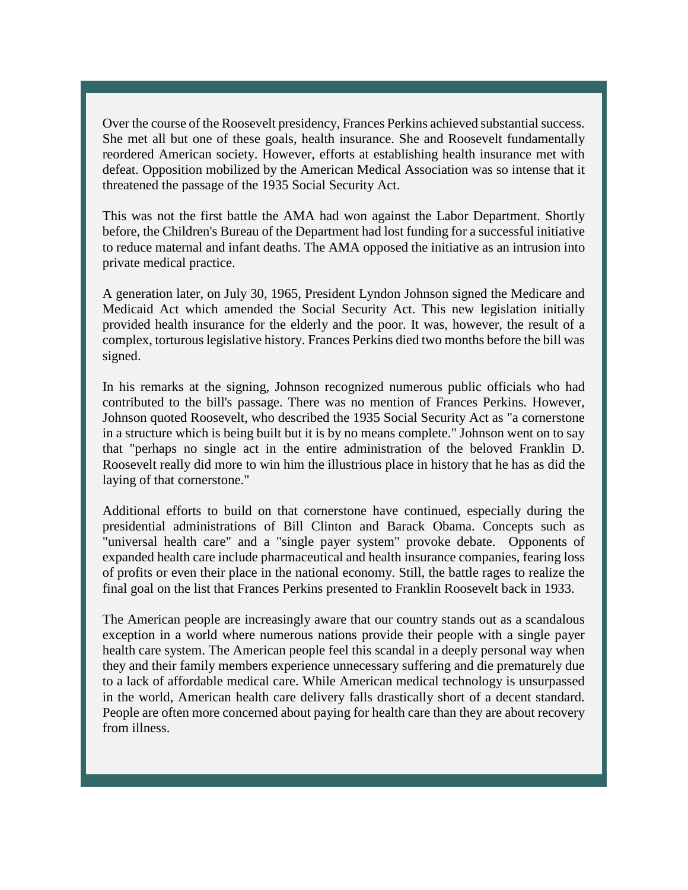Over the course of the Roosevelt presidency, Frances Perkins achieved substantial success. She met all but one of these goals, health insurance. She and Roosevelt fundamentally reordered American society. However, efforts at establishing health insurance met with defeat. Opposition mobilized by the American Medical Association was so intense that it threatened the passage of the 1935 Social Security Act.

This was not the first battle the AMA had won against the Labor Department. Shortly before, the Children's Bureau of the Department had lost funding for a successful initiative to reduce maternal and infant deaths. The AMA opposed the initiative as an intrusion into private medical practice.

A generation later, on July 30, 1965, President Lyndon Johnson signed the Medicare and Medicaid Act which amended the Social Security Act. This new legislation initially provided health insurance for the elderly and the poor. It was, however, the result of a complex, torturous legislative history. Frances Perkins died two months before the bill was signed.

In his remarks at the signing, Johnson recognized numerous public officials who had contributed to the bill's passage. There was no mention of Frances Perkins. However, Johnson quoted Roosevelt, who described the 1935 Social Security Act as "a cornerstone in a structure which is being built but it is by no means complete." Johnson went on to say that "perhaps no single act in the entire administration of the beloved Franklin D. Roosevelt really did more to win him the illustrious place in history that he has as did the laying of that cornerstone."

Additional efforts to build on that cornerstone have continued, especially during the presidential administrations of Bill Clinton and Barack Obama. Concepts such as "universal health care" and a "single payer system" provoke debate. Opponents of expanded health care include pharmaceutical and health insurance companies, fearing loss of profits or even their place in the national economy. Still, the battle rages to realize the final goal on the list that Frances Perkins presented to Franklin Roosevelt back in 1933.

The American people are increasingly aware that our country stands out as a scandalous exception in a world where numerous nations provide their people with a single payer health care system. The American people feel this scandal in a deeply personal way when they and their family members experience unnecessary suffering and die prematurely due to a lack of affordable medical care. While American medical technology is unsurpassed in the world, American health care delivery falls drastically short of a decent standard. People are often more concerned about paying for health care than they are about recovery from illness.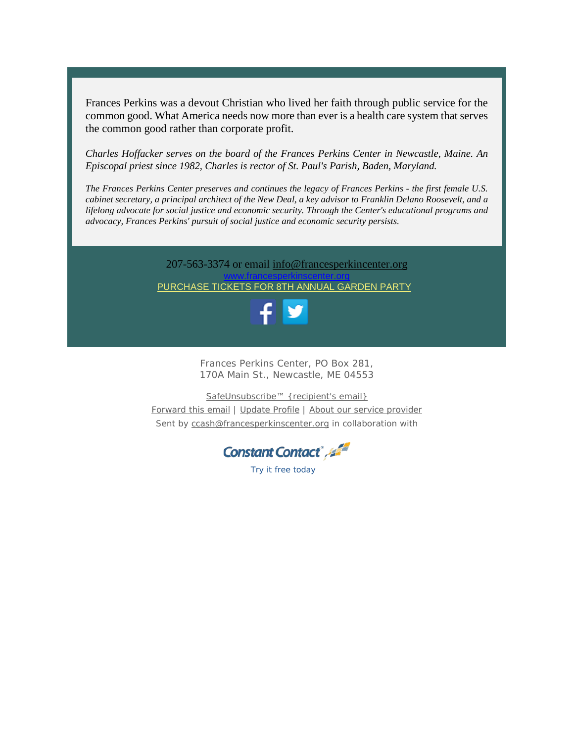Frances Perkins was a devout Christian who lived her faith through public service for the common good. What America needs now more than ever is a health care system that serves the common good rather than corporate profit.

*Charles Hoffacker serves on the board of the Frances Perkins Center in Newcastle, Maine. An Episcopal priest since 1982, Charles is rector of St. Paul's Parish, Baden, Maryland.*

*The Frances Perkins Center preserves and continues the legacy of Frances Perkins - the first female U.S. cabinet secretary, a principal architect of the New Deal, a key advisor to Franklin Delano Roosevelt, and a lifelong advocate for social justice and economic security. Through the Center's educational programs and advocacy, Frances Perkins' pursuit of social justice and economic security persists.*

207-563-3374 or email info@francesperkincenter.org
www.francesperkinscenter.org
PURCHASE TICKETS FOR 8TH ANNUAL GARDEN PARTY

Frances Perkins Center, PO Box 281,
170A Main St., Newcastle, ME 04553

SafeUnsubscribe™ {recipient's email}
Forward this email | Update Profile | About our service provider
Sent by ccash@francesperkinscenter.org in collaboration with

Constant Contact
Try it free today